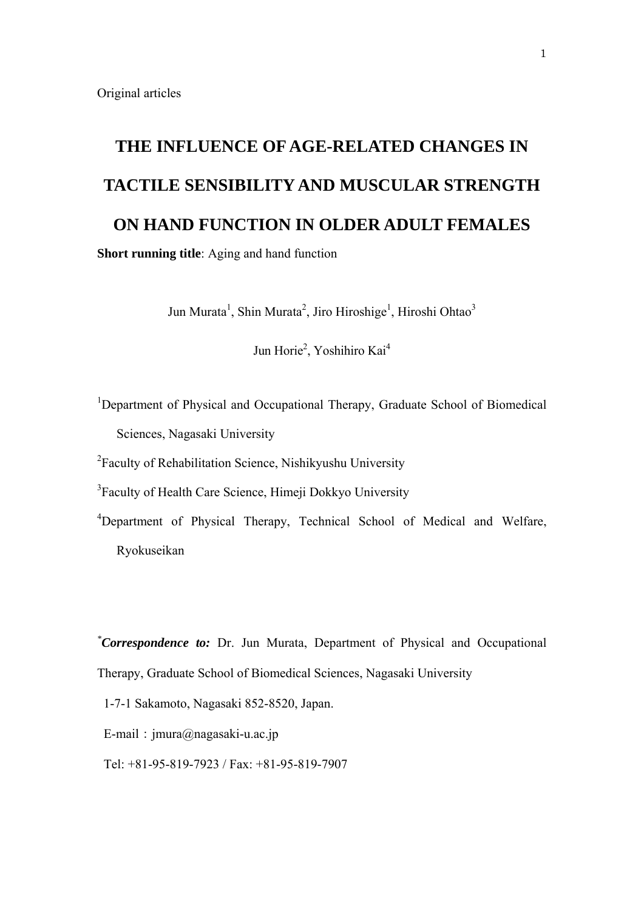Original articles

# THE INFLUENCE OF AGE-RELATED CHANGES IN TACTILE SENSIBILITY AND MUSCULAR STRENGTH ON HAND FUNCTION IN OLDER ADULT FEMALES

**Short running title**: Aging and hand function

Jun Murata[1], Shin Murata[2], Jiro Hiroshige[1], Hiroshi Ohtao[3]

Jun Horie[2], Yoshihiro Kai[4]

[1]Department of Physical and Occupational Therapy, Graduate School of Biomedical Sciences, Nagasaki University

[2]Faculty of Rehabilitation Science, Nishikyushu University

[3]Faculty of Health Care Science, Himeji Dokkyo University

[4]Department of Physical Therapy, Technical School of Medical and Welfare, Ryokuseikan

[*]***Correspondence to:*** Dr. Jun Murata, Department of Physical and Occupational Therapy, Graduate School of Biomedical Sciences, Nagasaki University

1-7-1 Sakamoto, Nagasaki 852-8520, Japan.

E-mail：jmura@nagasaki-u.ac.jp

Tel: +81-95-819-7923 / Fax: +81-95-819-7907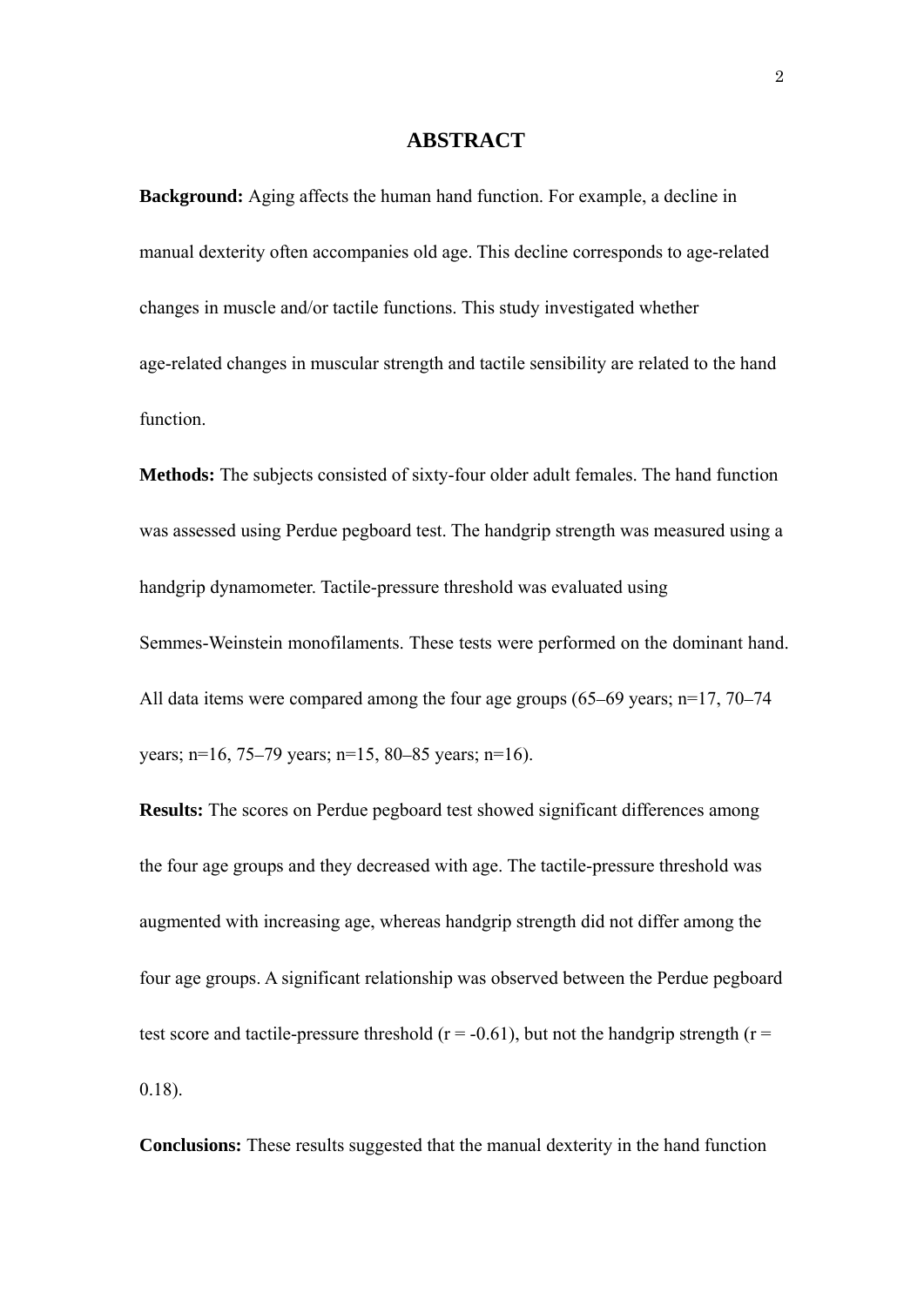# ABSTRACT

**Background:** Aging affects the human hand function. For example, a decline in manual dexterity often accompanies old age. This decline corresponds to age-related changes in muscle and/or tactile functions. This study investigated whether age-related changes in muscular strength and tactile sensibility are related to the hand function.

**Methods:** The subjects consisted of sixty-four older adult females. The hand function was assessed using Perdue pegboard test. The handgrip strength was measured using a handgrip dynamometer. Tactile-pressure threshold was evaluated using Semmes-Weinstein monofilaments. These tests were performed on the dominant hand. All data items were compared among the four age groups (65–69 years; n=17, 70–74 years; n=16, 75–79 years; n=15, 80–85 years; n=16).

**Results:** The scores on Perdue pegboard test showed significant differences among the four age groups and they decreased with age. The tactile-pressure threshold was augmented with increasing age, whereas handgrip strength did not differ among the four age groups. A significant relationship was observed between the Perdue pegboard test score and tactile-pressure threshold ($r = -0.61$), but not the handgrip strength ($r = 0.18$).

**Conclusions:** These results suggested that the manual dexterity in the hand function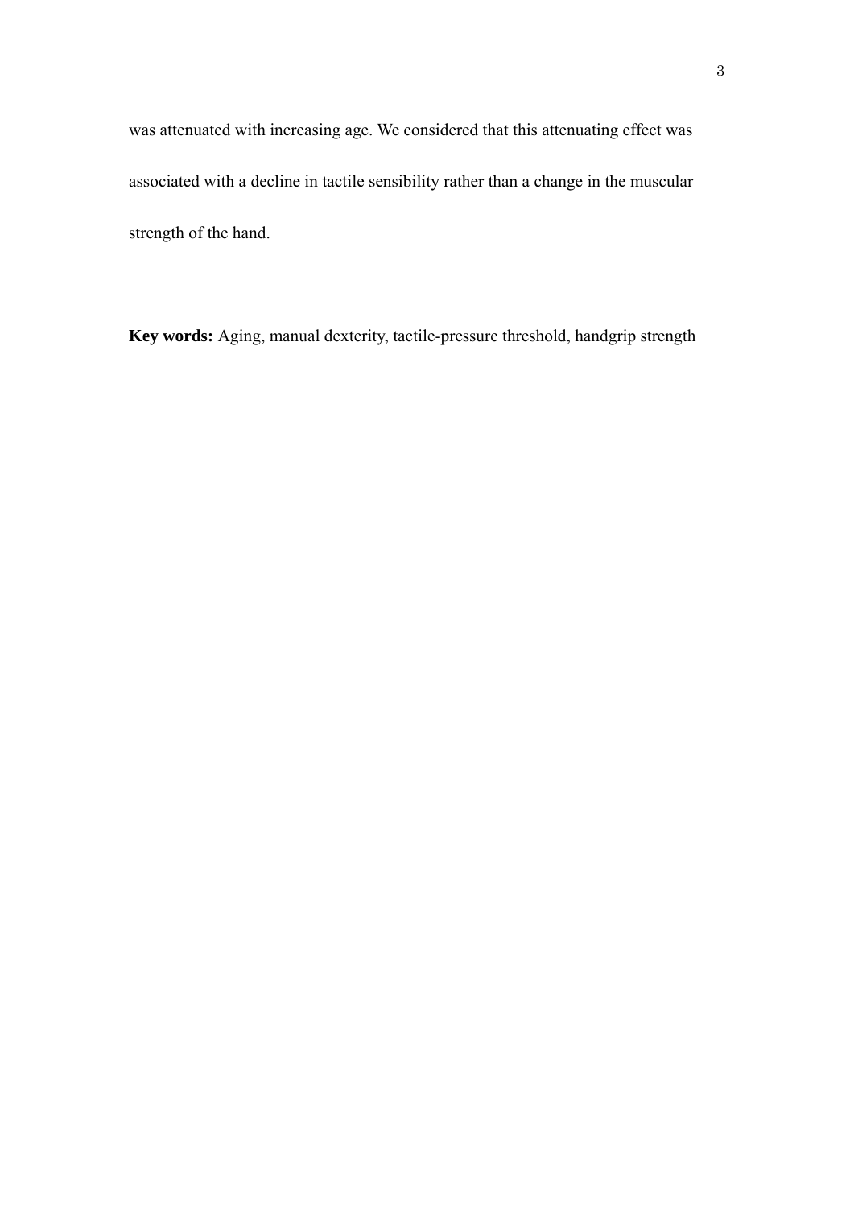was attenuated with increasing age. We considered that this attenuating effect was associated with a decline in tactile sensibility rather than a change in the muscular strength of the hand.

**Key words:** Aging, manual dexterity, tactile-pressure threshold, handgrip strength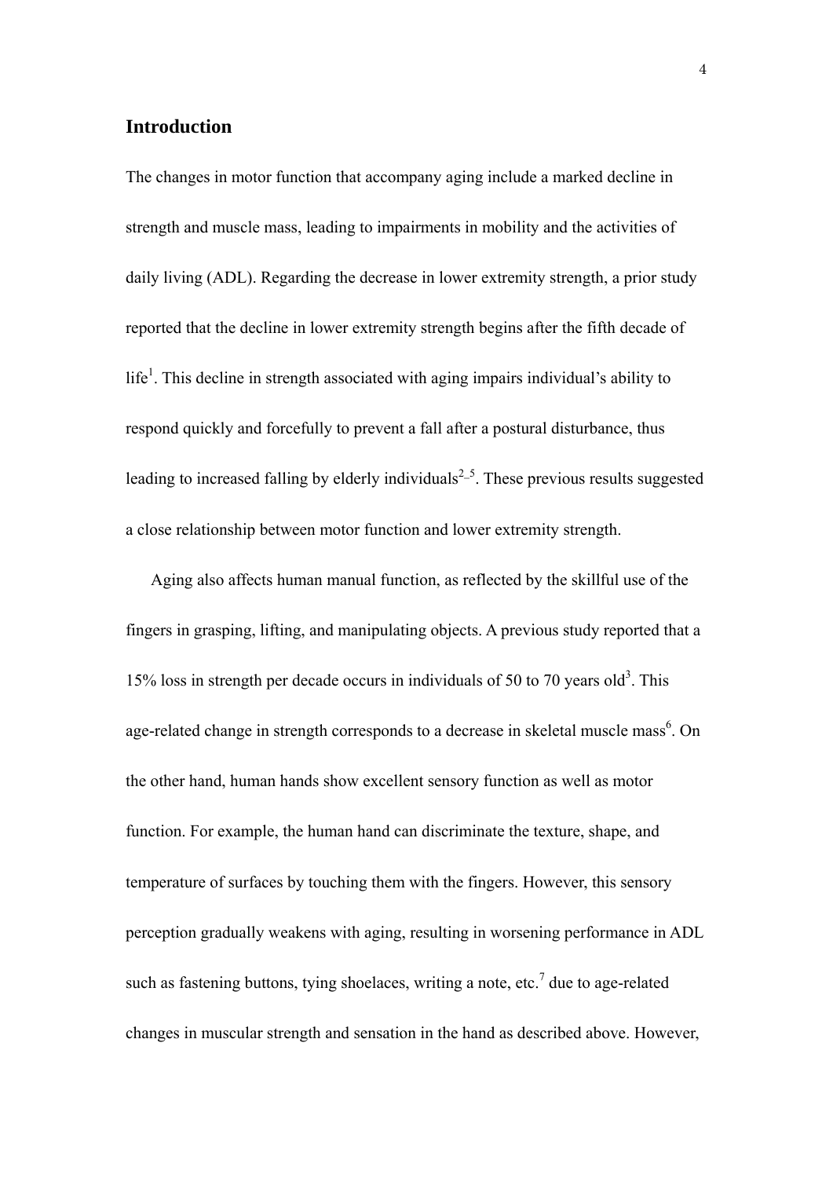## Introduction

The changes in motor function that accompany aging include a marked decline in strength and muscle mass, leading to impairments in mobility and the activities of daily living (ADL). Regarding the decrease in lower extremity strength, a prior study reported that the decline in lower extremity strength begins after the fifth decade of life[1]. This decline in strength associated with aging impairs individual's ability to respond quickly and forcefully to prevent a fall after a postural disturbance, thus leading to increased falling by elderly individuals[2–5]. These previous results suggested a close relationship between motor function and lower extremity strength.

Aging also affects human manual function, as reflected by the skillful use of the fingers in grasping, lifting, and manipulating objects. A previous study reported that a 15% loss in strength per decade occurs in individuals of 50 to 70 years old[3]. This age-related change in strength corresponds to a decrease in skeletal muscle mass[6]. On the other hand, human hands show excellent sensory function as well as motor function. For example, the human hand can discriminate the texture, shape, and temperature of surfaces by touching them with the fingers. However, this sensory perception gradually weakens with aging, resulting in worsening performance in ADL such as fastening buttons, tying shoelaces, writing a note, etc.[7] due to age-related changes in muscular strength and sensation in the hand as described above. However,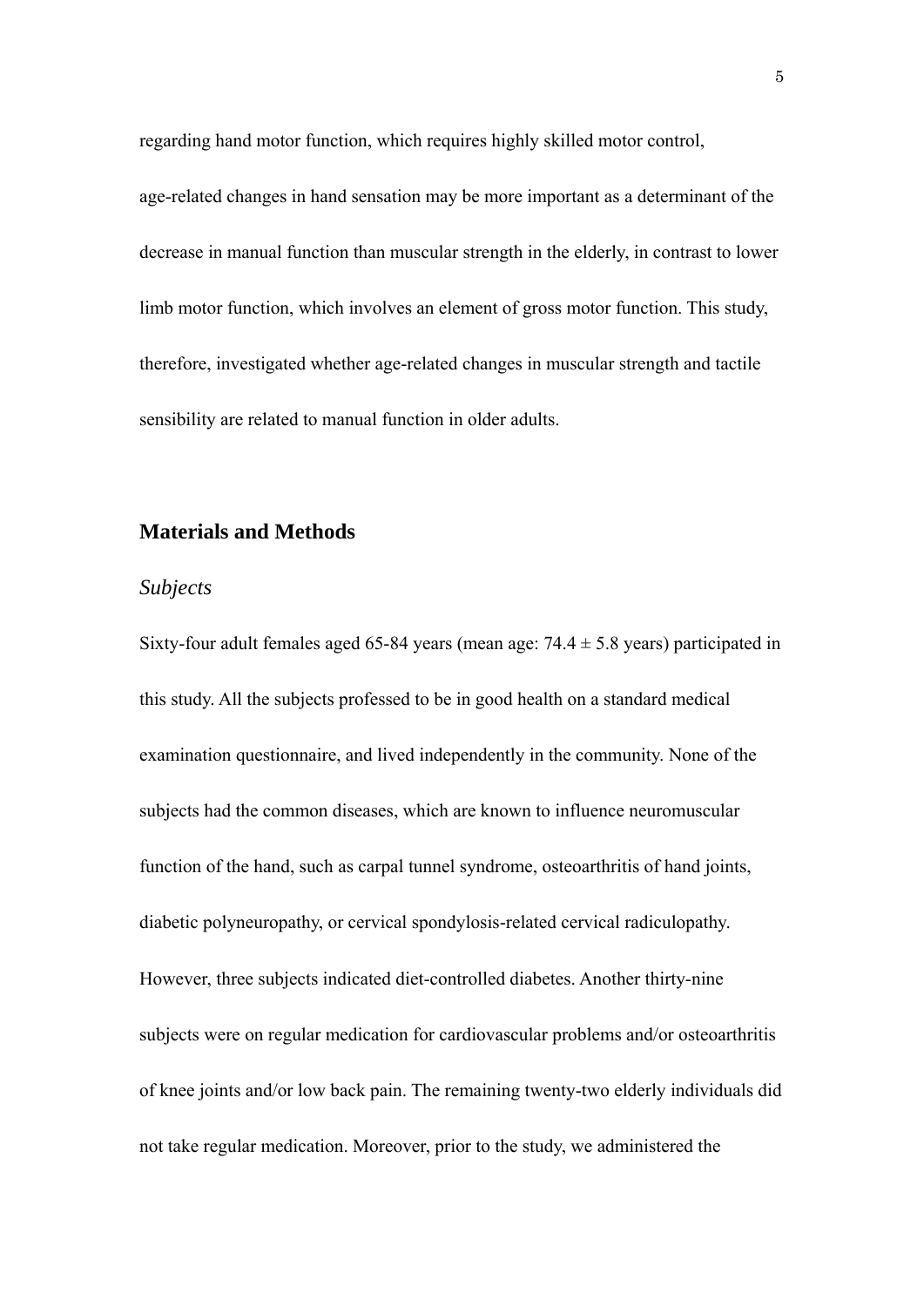regarding hand motor function, which requires highly skilled motor control, age-related changes in hand sensation may be more important as a determinant of the decrease in manual function than muscular strength in the elderly, in contrast to lower limb motor function, which involves an element of gross motor function. This study, therefore, investigated whether age-related changes in muscular strength and tactile sensibility are related to manual function in older adults.

## Materials and Methods

### *Subjects*

Sixty-four adult females aged 65-84 years (mean age: $74.4 \pm 5.8$ years) participated in this study. All the subjects professed to be in good health on a standard medical examination questionnaire, and lived independently in the community. None of the subjects had the common diseases, which are known to influence neuromuscular function of the hand, such as carpal tunnel syndrome, osteoarthritis of hand joints, diabetic polyneuropathy, or cervical spondylosis-related cervical radiculopathy. However, three subjects indicated diet-controlled diabetes. Another thirty-nine subjects were on regular medication for cardiovascular problems and/or osteoarthritis of knee joints and/or low back pain. The remaining twenty-two elderly individuals did not take regular medication. Moreover, prior to the study, we administered the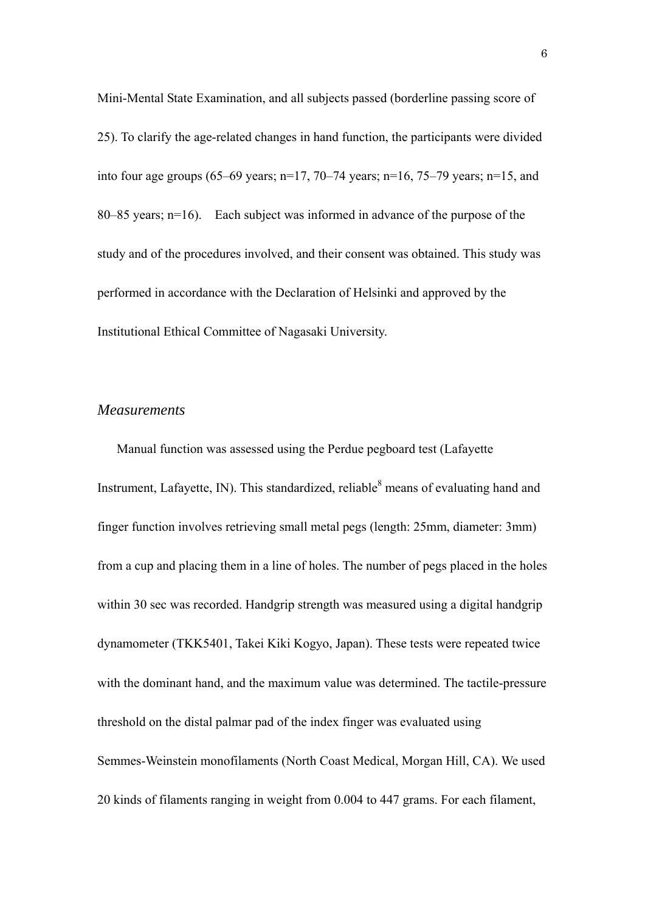Mini-Mental State Examination, and all subjects passed (borderline passing score of 25). To clarify the age-related changes in hand function, the participants were divided into four age groups (65–69 years; n=17, 70–74 years; n=16, 75–79 years; n=15, and 80–85 years; n=16). Each subject was informed in advance of the purpose of the study and of the procedures involved, and their consent was obtained. This study was performed in accordance with the Declaration of Helsinki and approved by the Institutional Ethical Committee of Nagasaki University.

### *Measurements*

Manual function was assessed using the Perdue pegboard test (Lafayette Instrument, Lafayette, IN). This standardized, reliable[8] means of evaluating hand and finger function involves retrieving small metal pegs (length: 25mm, diameter: 3mm) from a cup and placing them in a line of holes. The number of pegs placed in the holes within 30 sec was recorded. Handgrip strength was measured using a digital handgrip dynamometer (TKK5401, Takei Kiki Kogyo, Japan). These tests were repeated twice with the dominant hand, and the maximum value was determined. The tactile-pressure threshold on the distal palmar pad of the index finger was evaluated using Semmes-Weinstein monofilaments (North Coast Medical, Morgan Hill, CA). We used 20 kinds of filaments ranging in weight from 0.004 to 447 grams. For each filament,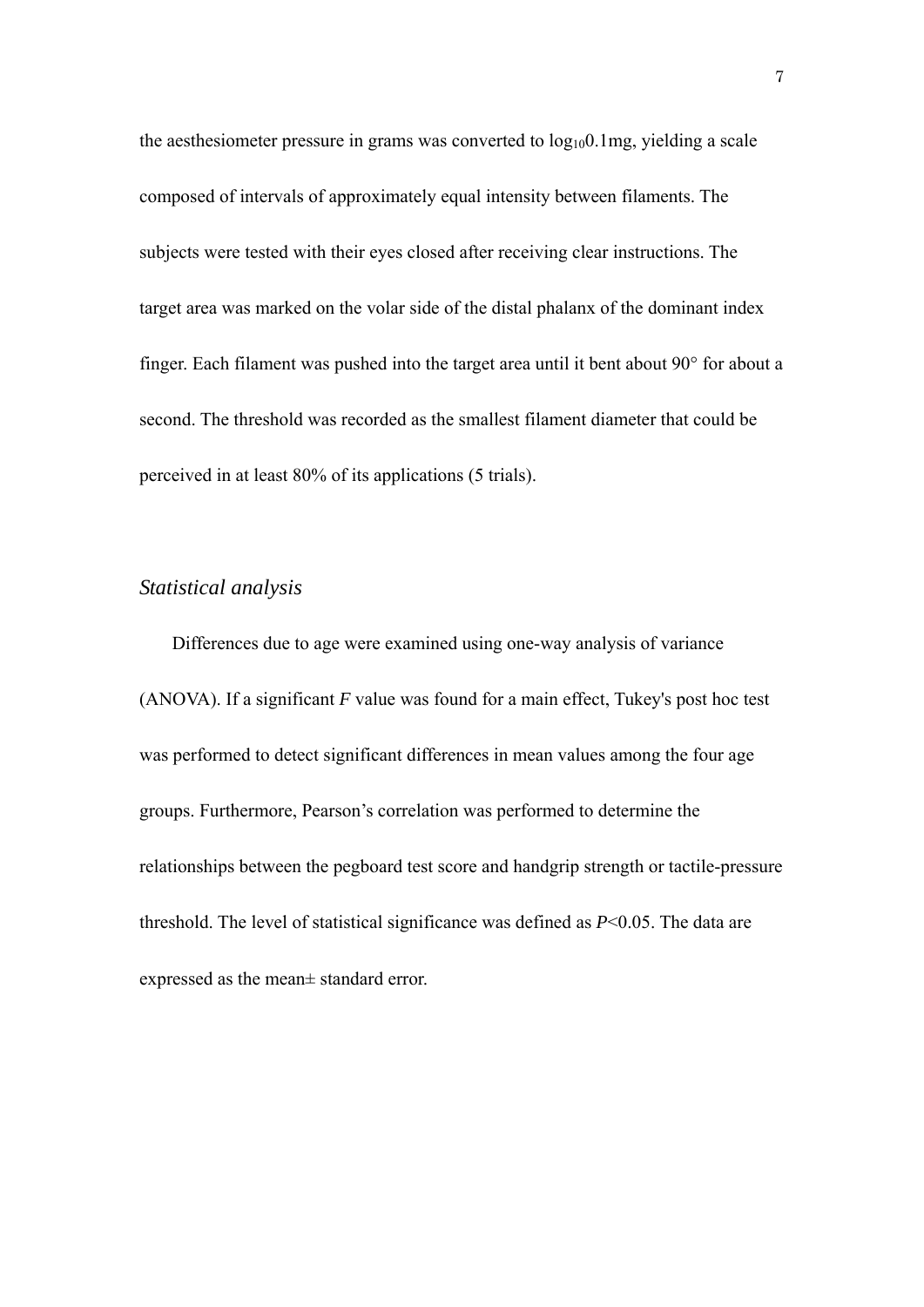the aesthesiometer pressure in grams was converted to $\log_{10}0.1$mg, yielding a scale composed of intervals of approximately equal intensity between filaments. The subjects were tested with their eyes closed after receiving clear instructions. The target area was marked on the volar side of the distal phalanx of the dominant index finger. Each filament was pushed into the target area until it bent about 90° for about a second. The threshold was recorded as the smallest filament diameter that could be perceived in at least 80% of its applications (5 trials).

### *Statistical analysis*

Differences due to age were examined using one-way analysis of variance (ANOVA). If a significant $F$ value was found for a main effect, Tukey's post hoc test was performed to detect significant differences in mean values among the four age groups. Furthermore, Pearson's correlation was performed to determine the relationships between the pegboard test score and handgrip strength or tactile-pressure threshold. The level of statistical significance was defined as $P<0.05$. The data are expressed as the mean± standard error.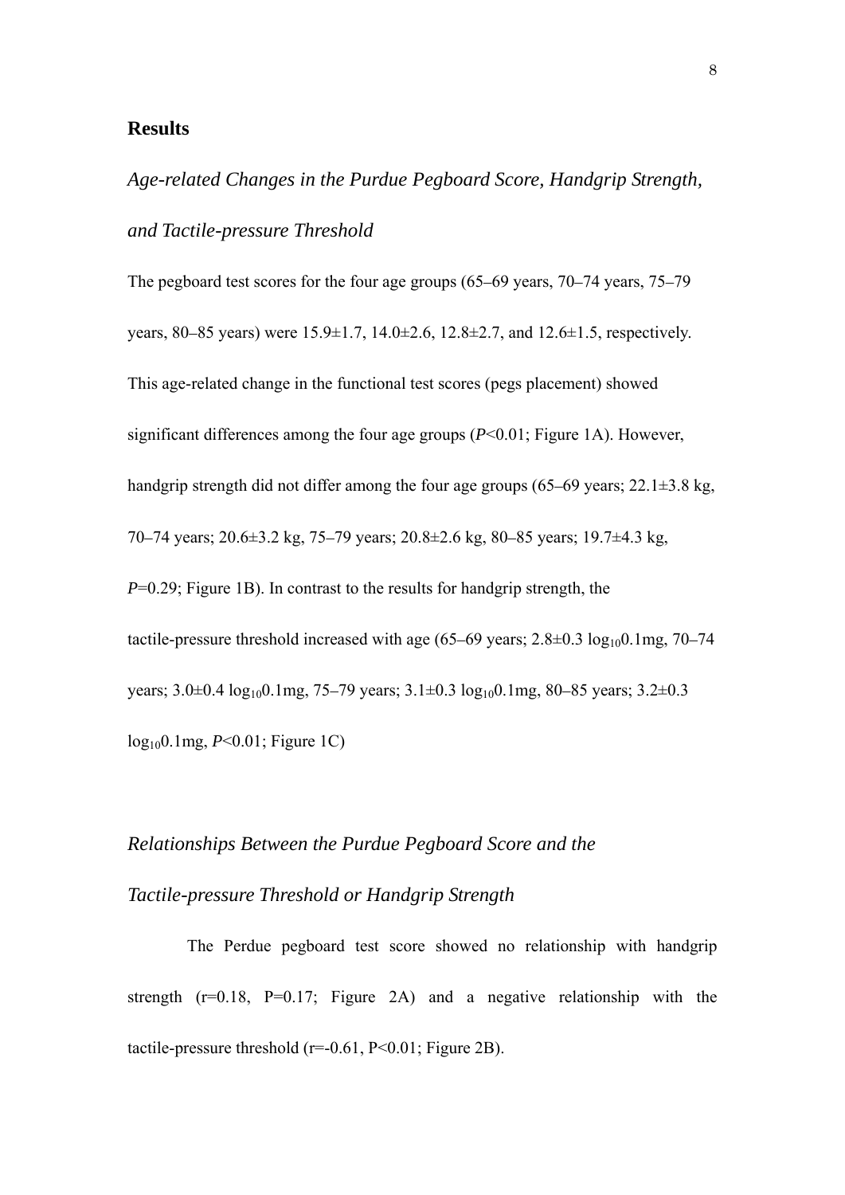## Results

### *Age-related Changes in the Purdue Pegboard Score, Handgrip Strength, and Tactile-pressure Threshold*

The pegboard test scores for the four age groups (65–69 years, 70–74 years, 75–79 years, 80–85 years) were 15.9±1.7, 14.0±2.6, 12.8±2.7, and 12.6±1.5, respectively. This age-related change in the functional test scores (pegs placement) showed significant differences among the four age groups ($P$<0.01; Figure 1A). However, handgrip strength did not differ among the four age groups (65–69 years; 22.1±3.8 kg, 70–74 years; 20.6±3.2 kg, 75–79 years; 20.8±2.6 kg, 80–85 years; 19.7±4.3 kg, $P$=0.29; Figure 1B). In contrast to the results for handgrip strength, the tactile-pressure threshold increased with age (65–69 years; 2.8±0.3 $\log_{10}$0.1mg, 70–74 years; 3.0±0.4 $\log_{10}$0.1mg, 75–79 years; 3.1±0.3 $\log_{10}$0.1mg, 80–85 years; 3.2±0.3 $\log_{10}$0.1mg, $P$<0.01; Figure 1C)

### *Relationships Between the Purdue Pegboard Score and the Tactile-pressure Threshold or Handgrip Strength*

The Perdue pegboard test score showed no relationship with handgrip strength (r=0.18, P=0.17; Figure 2A) and a negative relationship with the tactile-pressure threshold (r=-0.61, P<0.01; Figure 2B).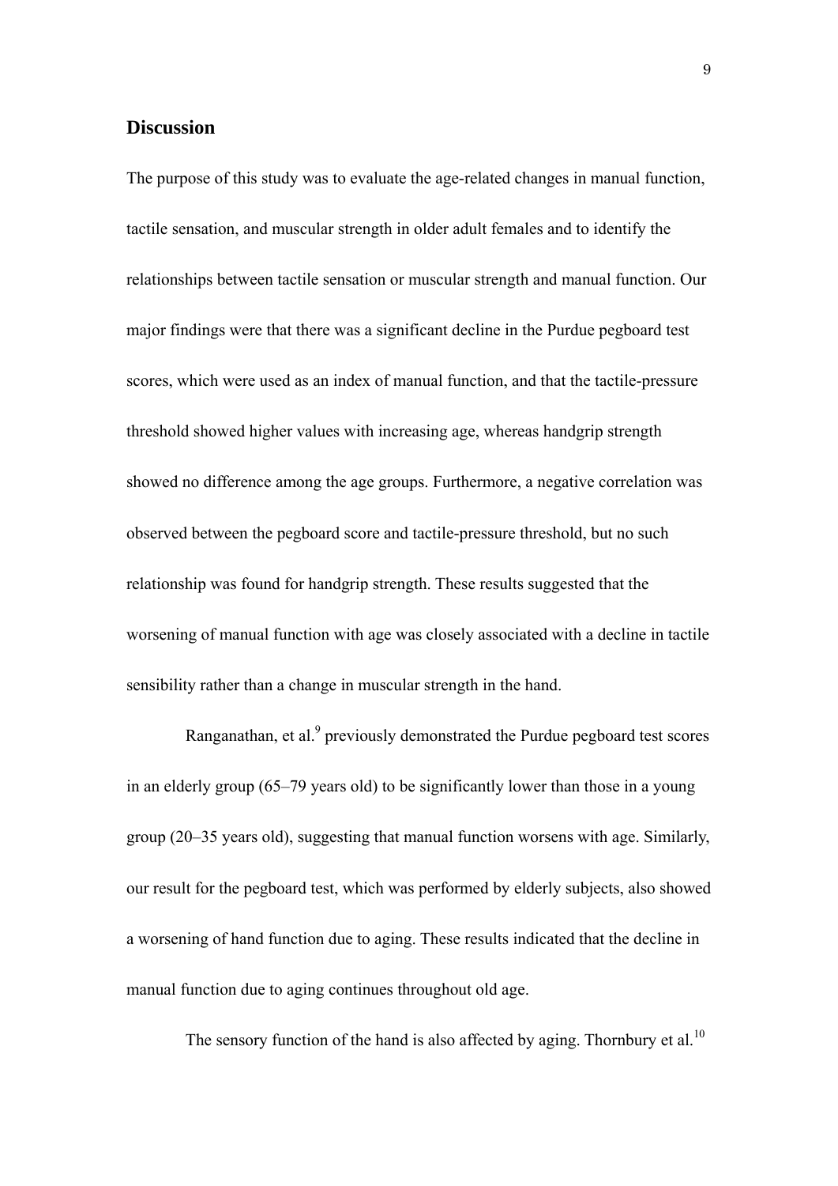## Discussion

The purpose of this study was to evaluate the age-related changes in manual function, tactile sensation, and muscular strength in older adult females and to identify the relationships between tactile sensation or muscular strength and manual function. Our major findings were that there was a significant decline in the Purdue pegboard test scores, which were used as an index of manual function, and that the tactile-pressure threshold showed higher values with increasing age, whereas handgrip strength showed no difference among the age groups. Furthermore, a negative correlation was observed between the pegboard score and tactile-pressure threshold, but no such relationship was found for handgrip strength. These results suggested that the worsening of manual function with age was closely associated with a decline in tactile sensibility rather than a change in muscular strength in the hand.

Ranganathan, et al.[9] previously demonstrated the Purdue pegboard test scores in an elderly group (65–79 years old) to be significantly lower than those in a young group (20–35 years old), suggesting that manual function worsens with age. Similarly, our result for the pegboard test, which was performed by elderly subjects, also showed a worsening of hand function due to aging. These results indicated that the decline in manual function due to aging continues throughout old age.

The sensory function of the hand is also affected by aging. Thornbury et al.[10]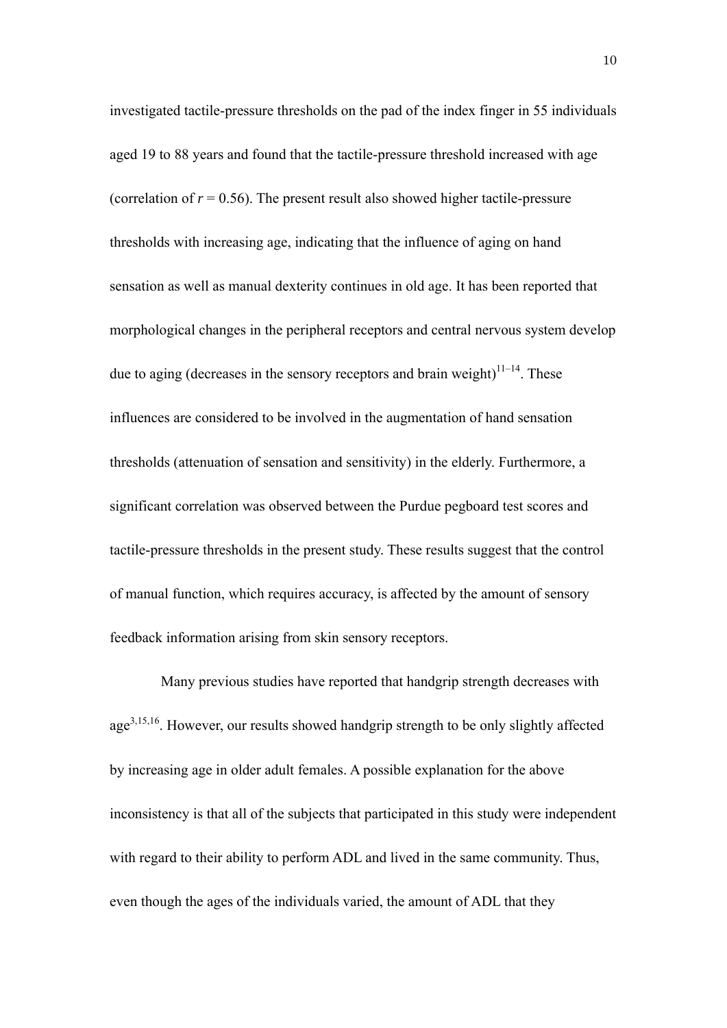investigated tactile-pressure thresholds on the pad of the index finger in 55 individuals aged 19 to 88 years and found that the tactile-pressure threshold increased with age (correlation of $r = 0.56$). The present result also showed higher tactile-pressure thresholds with increasing age, indicating that the influence of aging on hand sensation as well as manual dexterity continues in old age. It has been reported that morphological changes in the peripheral receptors and central nervous system develop due to aging (decreases in the sensory receptors and brain weight)[11–14]. These influences are considered to be involved in the augmentation of hand sensation thresholds (attenuation of sensation and sensitivity) in the elderly. Furthermore, a significant correlation was observed between the Purdue pegboard test scores and tactile-pressure thresholds in the present study. These results suggest that the control of manual function, which requires accuracy, is affected by the amount of sensory feedback information arising from skin sensory receptors.

Many previous studies have reported that handgrip strength decreases with age[3,15,16]. However, our results showed handgrip strength to be only slightly affected by increasing age in older adult females. A possible explanation for the above inconsistency is that all of the subjects that participated in this study were independent with regard to their ability to perform ADL and lived in the same community. Thus, even though the ages of the individuals varied, the amount of ADL that they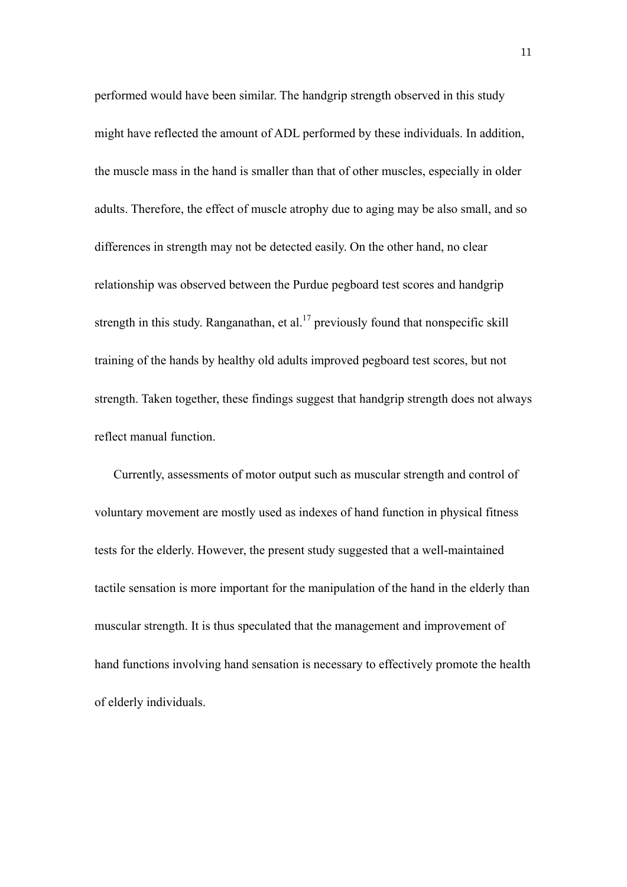performed would have been similar. The handgrip strength observed in this study might have reflected the amount of ADL performed by these individuals. In addition, the muscle mass in the hand is smaller than that of other muscles, especially in older adults. Therefore, the effect of muscle atrophy due to aging may be also small, and so differences in strength may not be detected easily. On the other hand, no clear relationship was observed between the Purdue pegboard test scores and handgrip strength in this study. Ranganathan, et al.[17] previously found that nonspecific skill training of the hands by healthy old adults improved pegboard test scores, but not strength. Taken together, these findings suggest that handgrip strength does not always reflect manual function.

Currently, assessments of motor output such as muscular strength and control of voluntary movement are mostly used as indexes of hand function in physical fitness tests for the elderly. However, the present study suggested that a well-maintained tactile sensation is more important for the manipulation of the hand in the elderly than muscular strength. It is thus speculated that the management and improvement of hand functions involving hand sensation is necessary to effectively promote the health of elderly individuals.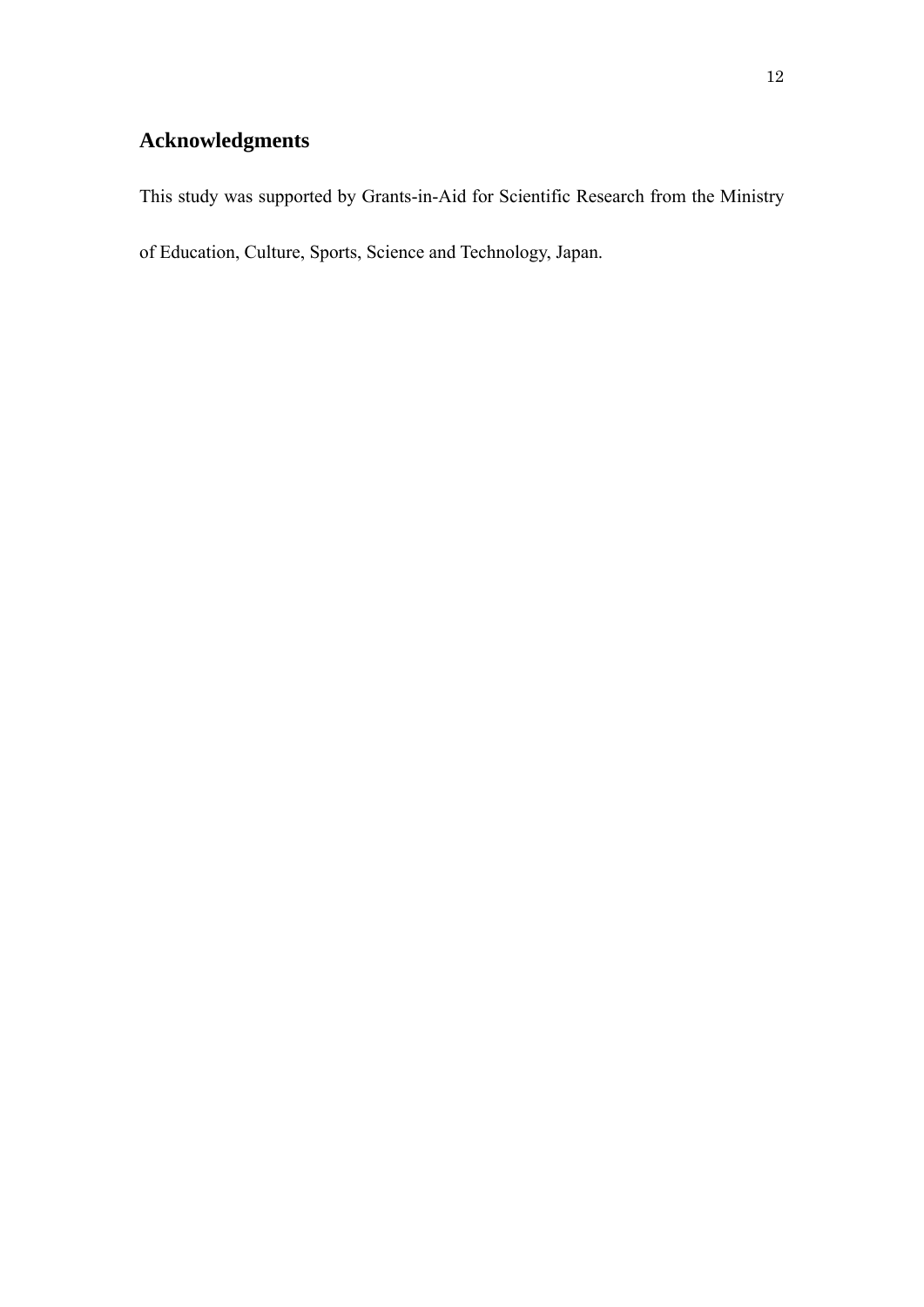## Acknowledgments

This study was supported by Grants-in-Aid for Scientific Research from the Ministry of Education, Culture, Sports, Science and Technology, Japan.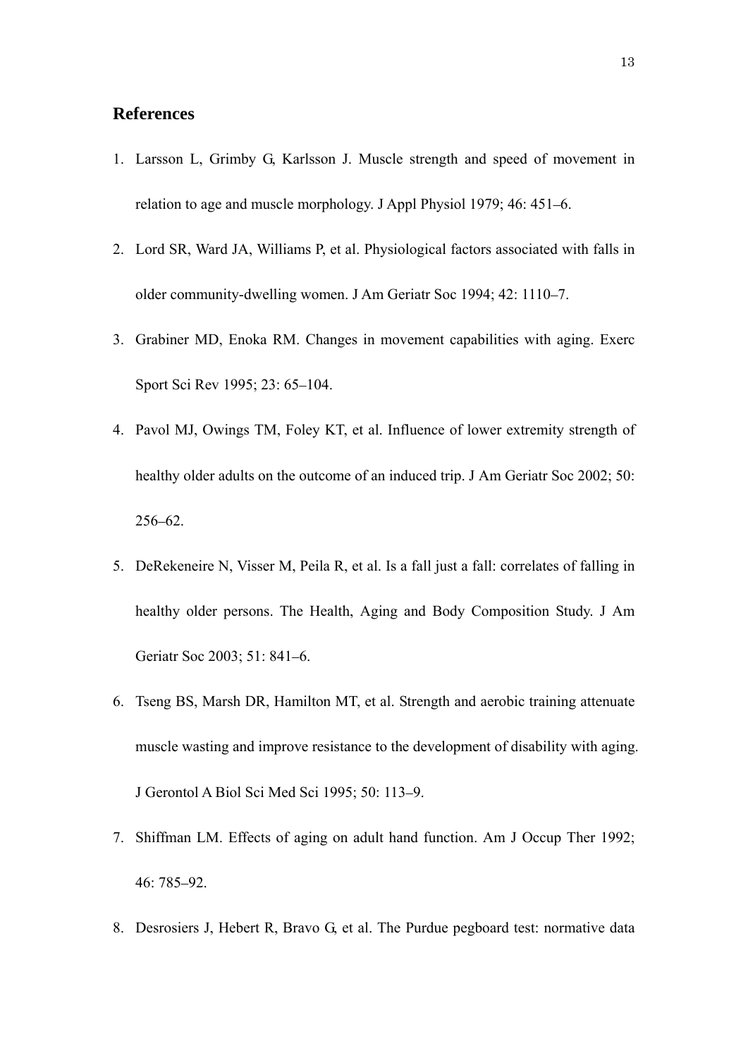## References

1. Larsson L, Grimby G, Karlsson J. Muscle strength and speed of movement in relation to age and muscle morphology. J Appl Physiol 1979; 46: 451–6.
2. Lord SR, Ward JA, Williams P, et al. Physiological factors associated with falls in older community-dwelling women. J Am Geriatr Soc 1994; 42: 1110–7.
3. Grabiner MD, Enoka RM. Changes in movement capabilities with aging. Exerc Sport Sci Rev 1995; 23: 65–104.
4. Pavol MJ, Owings TM, Foley KT, et al. Influence of lower extremity strength of healthy older adults on the outcome of an induced trip. J Am Geriatr Soc 2002; 50: 256–62.
5. DeRekeneire N, Visser M, Peila R, et al. Is a fall just a fall: correlates of falling in healthy older persons. The Health, Aging and Body Composition Study. J Am Geriatr Soc 2003; 51: 841–6.
6. Tseng BS, Marsh DR, Hamilton MT, et al. Strength and aerobic training attenuate muscle wasting and improve resistance to the development of disability with aging. J Gerontol A Biol Sci Med Sci 1995; 50: 113–9.
7. Shiffman LM. Effects of aging on adult hand function. Am J Occup Ther 1992; 46: 785–92.
8. Desrosiers J, Hebert R, Bravo G, et al. The Purdue pegboard test: normative data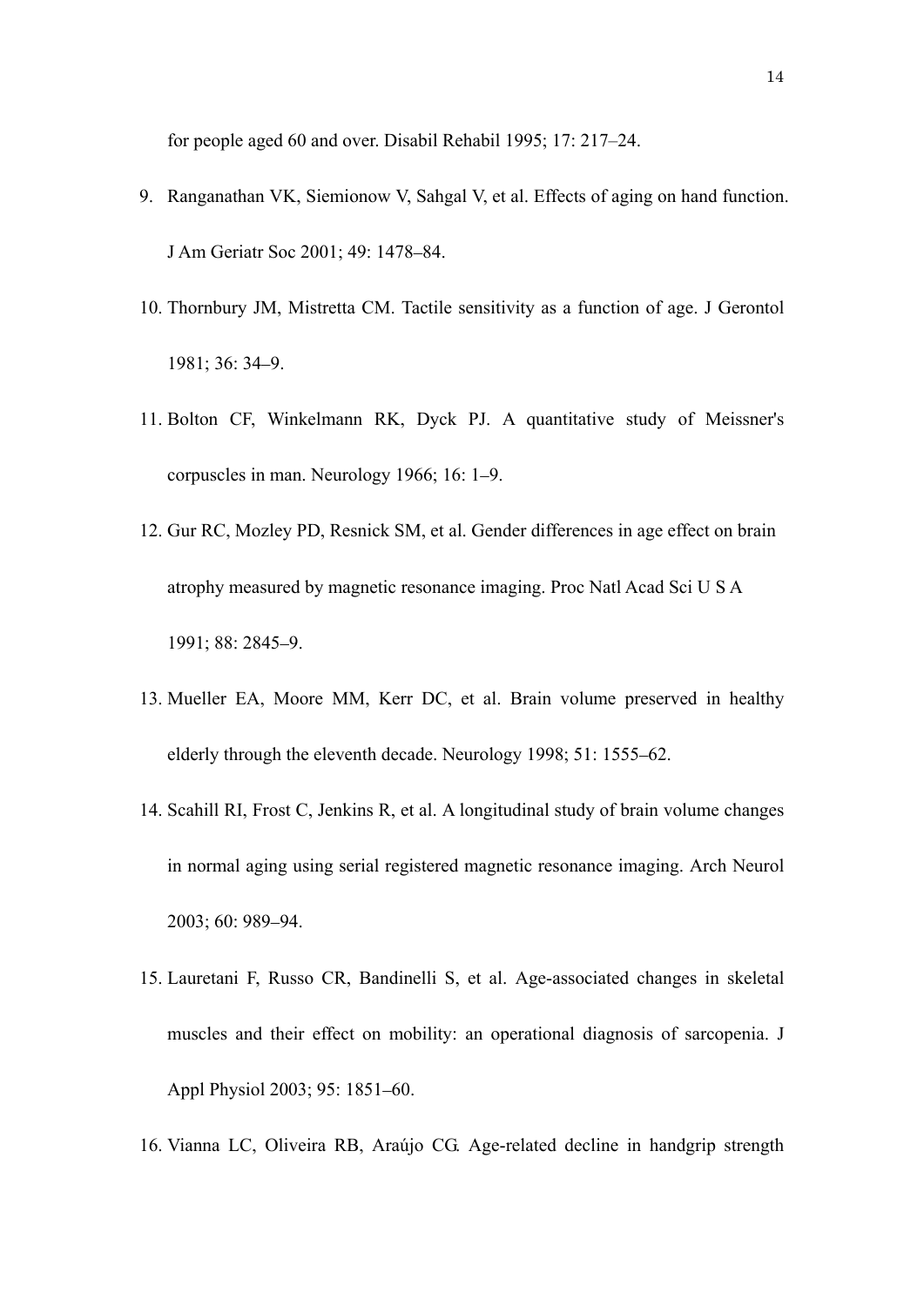for people aged 60 and over. Disabil Rehabil 1995; 17: 217–24.

9. Ranganathan VK, Siemionow V, Sahgal V, et al. Effects of aging on hand function. J Am Geriatr Soc 2001; 49: 1478–84.

10. Thornbury JM, Mistretta CM. Tactile sensitivity as a function of age. J Gerontol 1981; 36: 34–9.

11. Bolton CF, Winkelmann RK, Dyck PJ. A quantitative study of Meissner's corpuscles in man. Neurology 1966; 16: 1–9.

12. Gur RC, Mozley PD, Resnick SM, et al. Gender differences in age effect on brain atrophy measured by magnetic resonance imaging. Proc Natl Acad Sci U S A 1991; 88: 2845–9.

13. Mueller EA, Moore MM, Kerr DC, et al. Brain volume preserved in healthy elderly through the eleventh decade. Neurology 1998; 51: 1555–62.

14. Scahill RI, Frost C, Jenkins R, et al. A longitudinal study of brain volume changes in normal aging using serial registered magnetic resonance imaging. Arch Neurol 2003; 60: 989–94.

15. Lauretani F, Russo CR, Bandinelli S, et al. Age-associated changes in skeletal muscles and their effect on mobility: an operational diagnosis of sarcopenia. J Appl Physiol 2003; 95: 1851–60.

16. Vianna LC, Oliveira RB, Araújo CG. Age-related decline in handgrip strength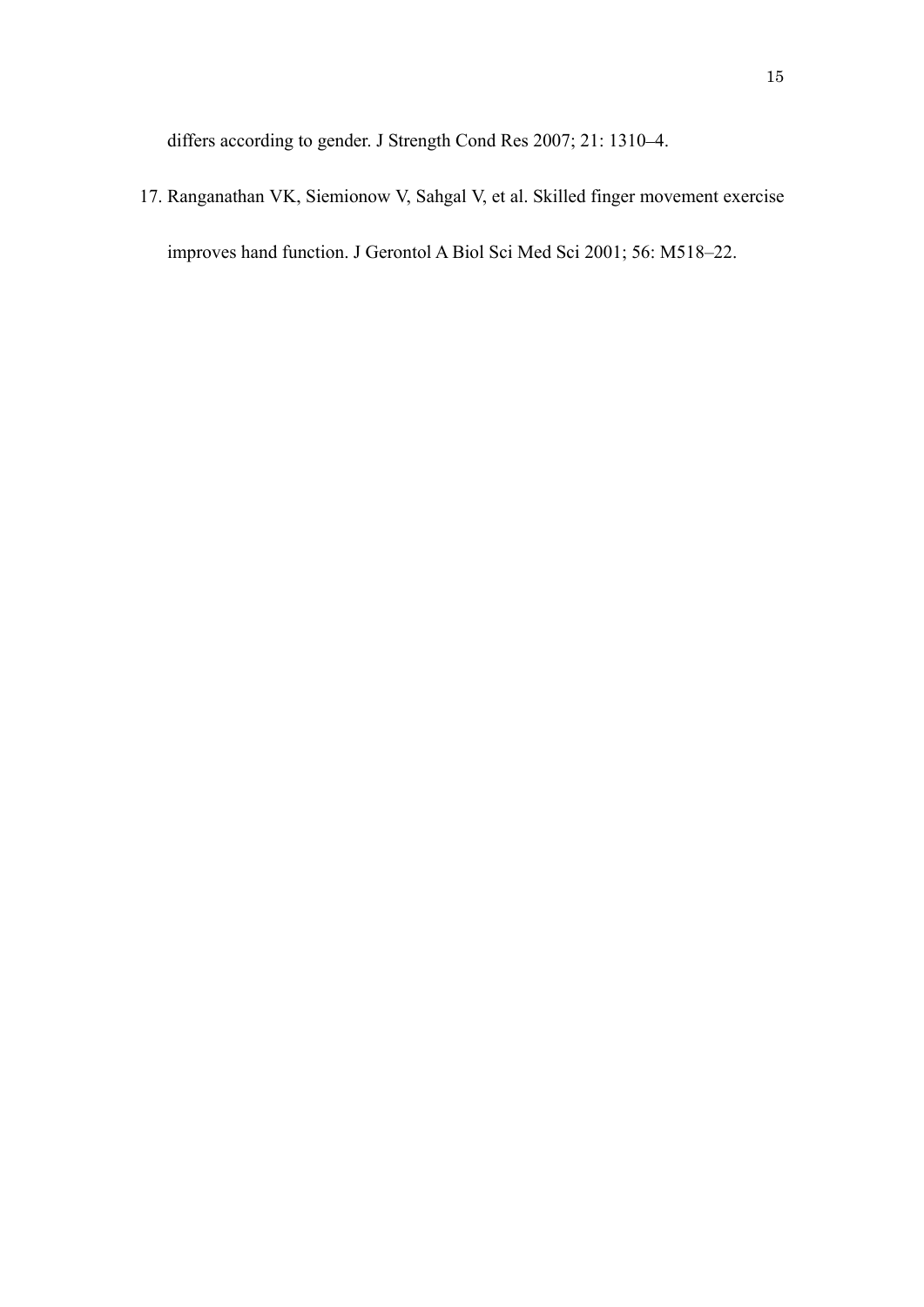differs according to gender. J Strength Cond Res 2007; 21: 1310–4.

17. Ranganathan VK, Siemionow V, Sahgal V, et al. Skilled finger movement exercise improves hand function. J Gerontol A Biol Sci Med Sci 2001; 56: M518–22.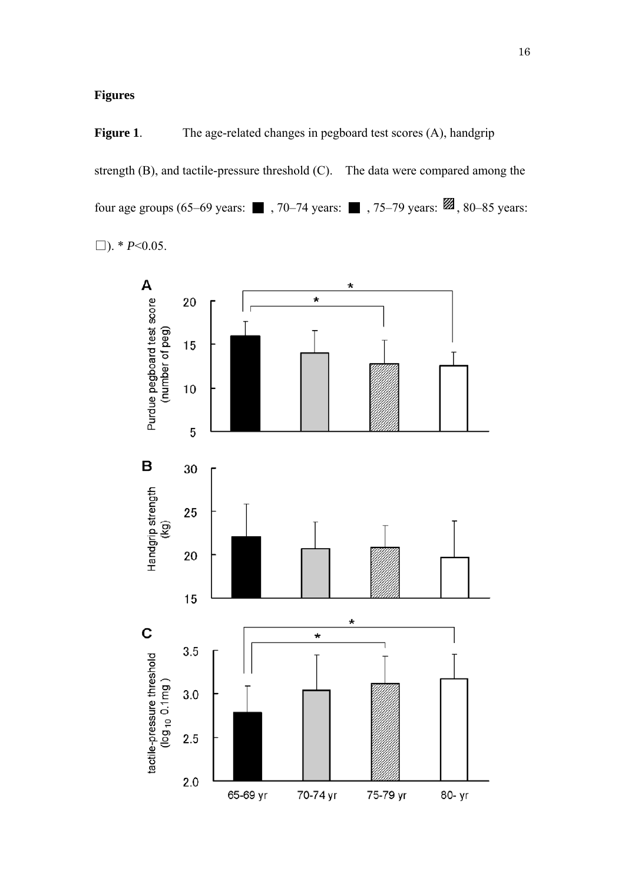**Figures**

**Figure 1**. The age-related changes in pegboard test scores (A), handgrip strength (B), and tactile-pressure threshold (C). The data were compared among the four age groups (65–69 years: ■ , 70–74 years: ■ , 75–79 years: ▨, 80–85 years: □). * *P*<0.05.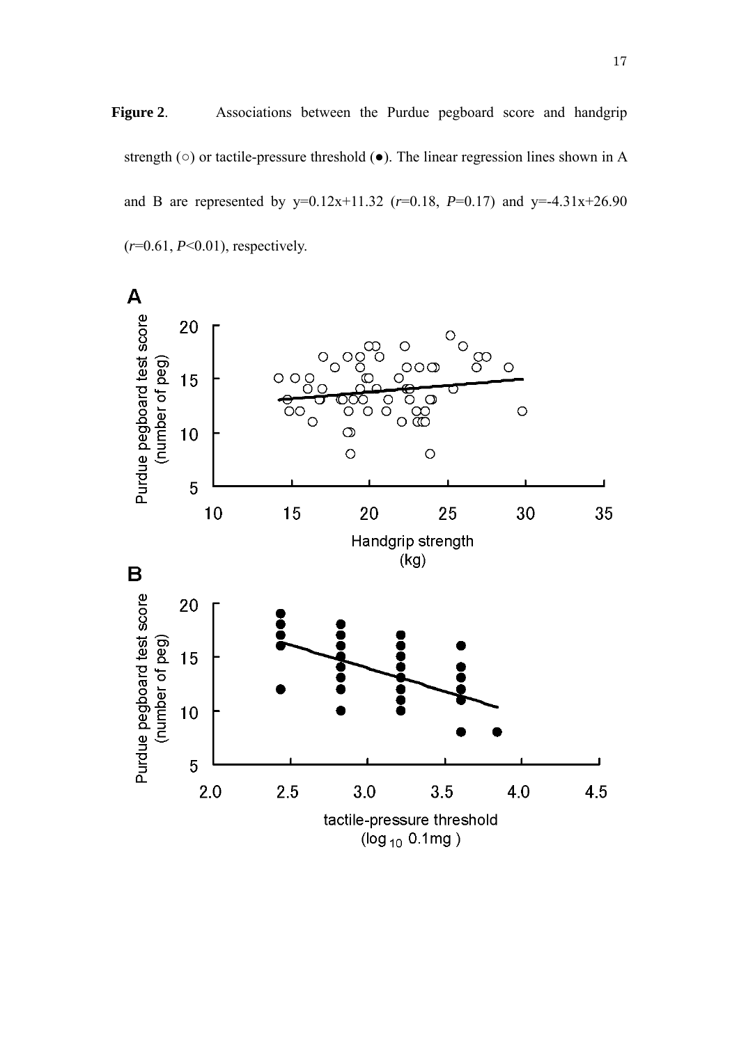**Figure 2**. Associations between the Purdue pegboard score and handgrip strength (○) or tactile-pressure threshold (●). The linear regression lines shown in A and B are represented by $y=0.12x+11.32$ ($r=0.18$, $P=0.17$) and $y=-4.31x+26.90$ ($r=0.61$, $P<0.01$), respectively.

A

Purdue pegboard test score (number of peg)

20
15
10
5

10 15 20 25 30 35

Handgrip strength (kg)

B

Purdue pegboard test score (number of peg)

20
15
10
5

2.0 2.5 3.0 3.5 4.0 4.5

tactile-pressure threshold ($\log_{10}$ 0.1mg )